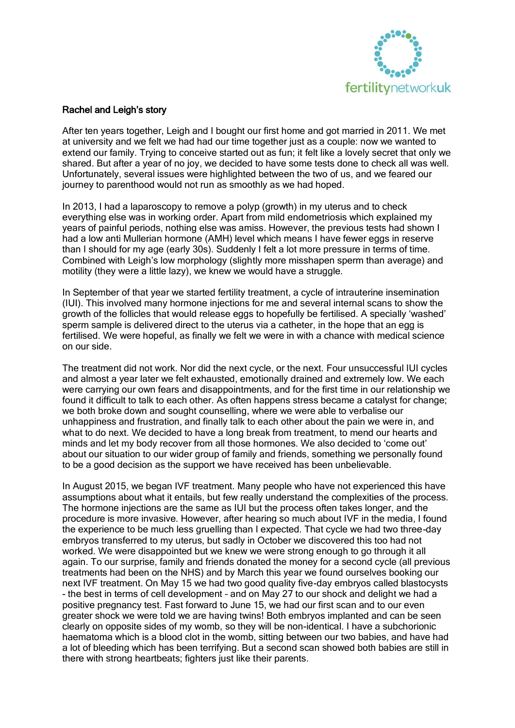fertilitynetworkuk

## Rachel and Leigh's story

After ten years together, Leigh and I bought our first home and got married in 2011. We met at university and we felt we had had our time together just as a couple: now we wanted to extend our family. Trying to conceive started out as fun; it felt like a lovely secret that only we shared. But after a year of no joy, we decided to have some tests done to check all was well. Unfortunately, several issues were highlighted between the two of us, and we feared our journey to parenthood would not run as smoothly as we had hoped.

In 2013, I had a laparoscopy to remove a polyp (growth) in my uterus and to check everything else was in working order. Apart from mild endometriosis which explained my years of painful periods, nothing else was amiss. However, the previous tests had shown I had a low anti Mullerian hormone (AMH) level which means I have fewer eggs in reserve than I should for my age (early 30s). Suddenly I felt a lot more pressure in terms of time. Combined with Leigh's low morphology (slightly more misshapen sperm than average) and motility (they were a little lazy), we knew we would have a struggle.

In September of that year we started fertility treatment, a cycle of intrauterine insemination (IUI). This involved many hormone injections for me and several internal scans to show the growth of the follicles that would release eggs to hopefully be fertilised. A specially 'washed' sperm sample is delivered direct to the uterus via a catheter, in the hope that an egg is fertilised. We were hopeful, as finally we felt we were in with a chance with medical science on our side.

The treatment did not work. Nor did the next cycle, or the next. Four unsuccessful IUI cycles and almost a year later we felt exhausted, emotionally drained and extremely low. We each were carrying our own fears and disappointments, and for the first time in our relationship we found it difficult to talk to each other. As often happens stress became a catalyst for change; we both broke down and sought counselling, where we were able to verbalise our unhappiness and frustration, and finally talk to each other about the pain we were in, and what to do next. We decided to have a long break from treatment, to mend our hearts and minds and let my body recover from all those hormones. We also decided to 'come out' about our situation to our wider group of family and friends, something we personally found to be a good decision as the support we have received has been unbelievable.

In August 2015, we began IVF treatment. Many people who have not experienced this have assumptions about what it entails, but few really understand the complexities of the process. The hormone injections are the same as IUI but the process often takes longer, and the procedure is more invasive. However, after hearing so much about IVF in the media, I found the experience to be much less gruelling than I expected. That cycle we had two three-day embryos transferred to my uterus, but sadly in October we discovered this too had not worked. We were disappointed but we knew we were strong enough to go through it all again. To our surprise, family and friends donated the money for a second cycle (all previous treatments had been on the NHS) and by March this year we found ourselves booking our next IVF treatment. On May 15 we had two good quality five-day embryos called blastocysts - the best in terms of cell development – and on May 27 to our shock and delight we had a positive pregnancy test. Fast forward to June 15, we had our first scan and to our even greater shock we were told we are having twins! Both embryos implanted and can be seen clearly on opposite sides of my womb, so they will be non-identical. I have a subchorionic haematoma which is a blood clot in the womb, sitting between our two babies, and have had a lot of bleeding which has been terrifying. But a second scan showed both babies are still in there with strong heartbeats; fighters just like their parents.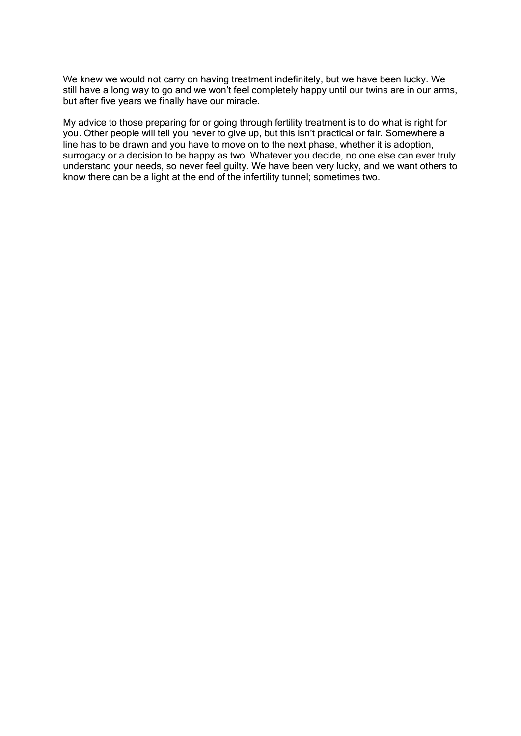We knew we would not carry on having treatment indefinitely, but we have been lucky. We still have a long way to go and we won't feel completely happy until our twins are in our arms, but after five years we finally have our miracle.

My advice to those preparing for or going through fertility treatment is to do what is right for you. Other people will tell you never to give up, but this isn't practical or fair. Somewhere a line has to be drawn and you have to move on to the next phase, whether it is adoption, surrogacy or a decision to be happy as two. Whatever you decide, no one else can ever truly understand your needs, so never feel guilty. We have been very lucky, and we want others to know there can be a light at the end of the infertility tunnel; sometimes two.